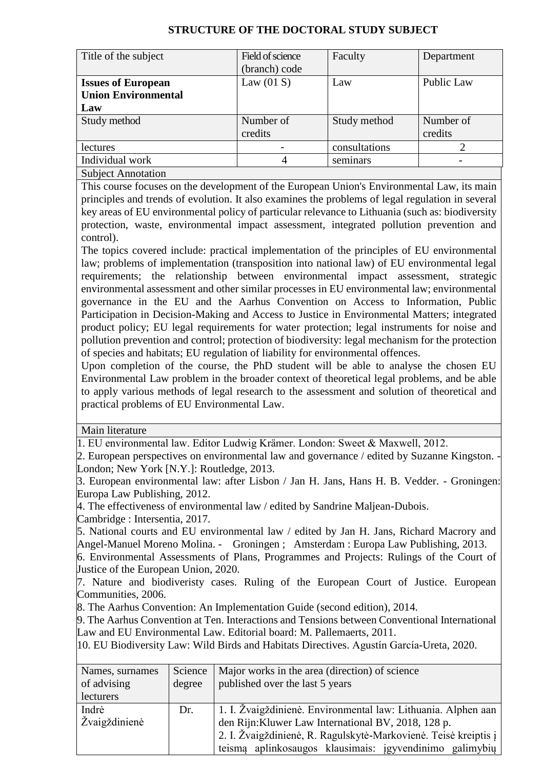# STRUCTURE OF THE DOCTORAL STUDY SUBJECT

| Title of the subject | Field of science (branch) code | Faculty | Department |
|---|---|---|---|
| **Issues of European Union Environmental Law** | Law (01 S) | Law | Public Law |
| Study method | Number of credits | Study method | Number of credits |
| lectures | - | consultations | 2 |
| Individual work | 4 | seminars | - |

**Subject Annotation**

This course focuses on the development of the European Union's Environmental Law, its main principles and trends of evolution. It also examines the problems of legal regulation in several key areas of EU environmental policy of particular relevance to Lithuania (such as: biodiversity protection, waste, environmental impact assessment, integrated pollution prevention and control).

The topics covered include: practical implementation of the principles of EU environmental law; problems of implementation (transposition into national law) of EU environmental legal requirements; the relationship between environmental impact assessment, strategic environmental assessment and other similar processes in EU environmental law; environmental governance in the EU and the Aarhus Convention on Access to Information, Public Participation in Decision-Making and Access to Justice in Environmental Matters; integrated product policy; EU legal requirements for water protection; legal instruments for noise and pollution prevention and control; protection of biodiversity: legal mechanism for the protection of species and habitats; EU regulation of liability for environmental offences.

Upon completion of the course, the PhD student will be able to analyse the chosen EU Environmental Law problem in the broader context of theoretical legal problems, and be able to apply various methods of legal research to the assessment and solution of theoretical and practical problems of EU Environmental Law.

**Main literature**

1. EU environmental law. Editor Ludwig Krämer. London: Sweet & Maxwell, 2012.
2. European perspectives on environmental law and governance / edited by Suzanne Kingston. - London; New York [N.Y.]: Routledge, 2013.
3. European environmental law: after Lisbon / Jan H. Jans, Hans H. B. Vedder. - Groningen: Europa Law Publishing, 2012.
4. The effectiveness of environmental law / edited by Sandrine Maljean-Dubois. Cambridge : Intersentia, 2017.
5. National courts and EU environmental law / edited by Jan H. Jans, Richard Macrory and Angel-Manuel Moreno Molina. - Groningen ; Amsterdam : Europa Law Publishing, 2013.
6. Environmental Assessments of Plans, Programmes and Projects: Rulings of the Court of Justice of the European Union, 2020.
7. Nature and biodiveristy cases. Ruling of the European Court of Justice. European Communities, 2006.
8. The Aarhus Convention: An Implementation Guide (second edition), 2014.
9. The Aarhus Convention at Ten. Interactions and Tensions between Conventional International Law and EU Environmental Law. Editorial board: M. Pallemaerts, 2011.
10. EU Biodiversity Law: Wild Birds and Habitats Directives. Agustín García-Ureta, 2020.

| Names, surnames of advising lecturers | Science degree | Major works in the area (direction) of science published over the last 5 years |
|---|---|---|
| Indrė Žvaigždinienė | Dr. | 1. I. Žvaigždinienė. Environmental law: Lithuania. Alphen aan den Rijn:Kluwer Law International BV, 2018, 128 p.<br>2. I. Žvaigždinienė, R. Ragulskytė-Markovienė. Teisė kreiptis į teismą aplinkosaugos klausimais: įgyvendinimo galimybių |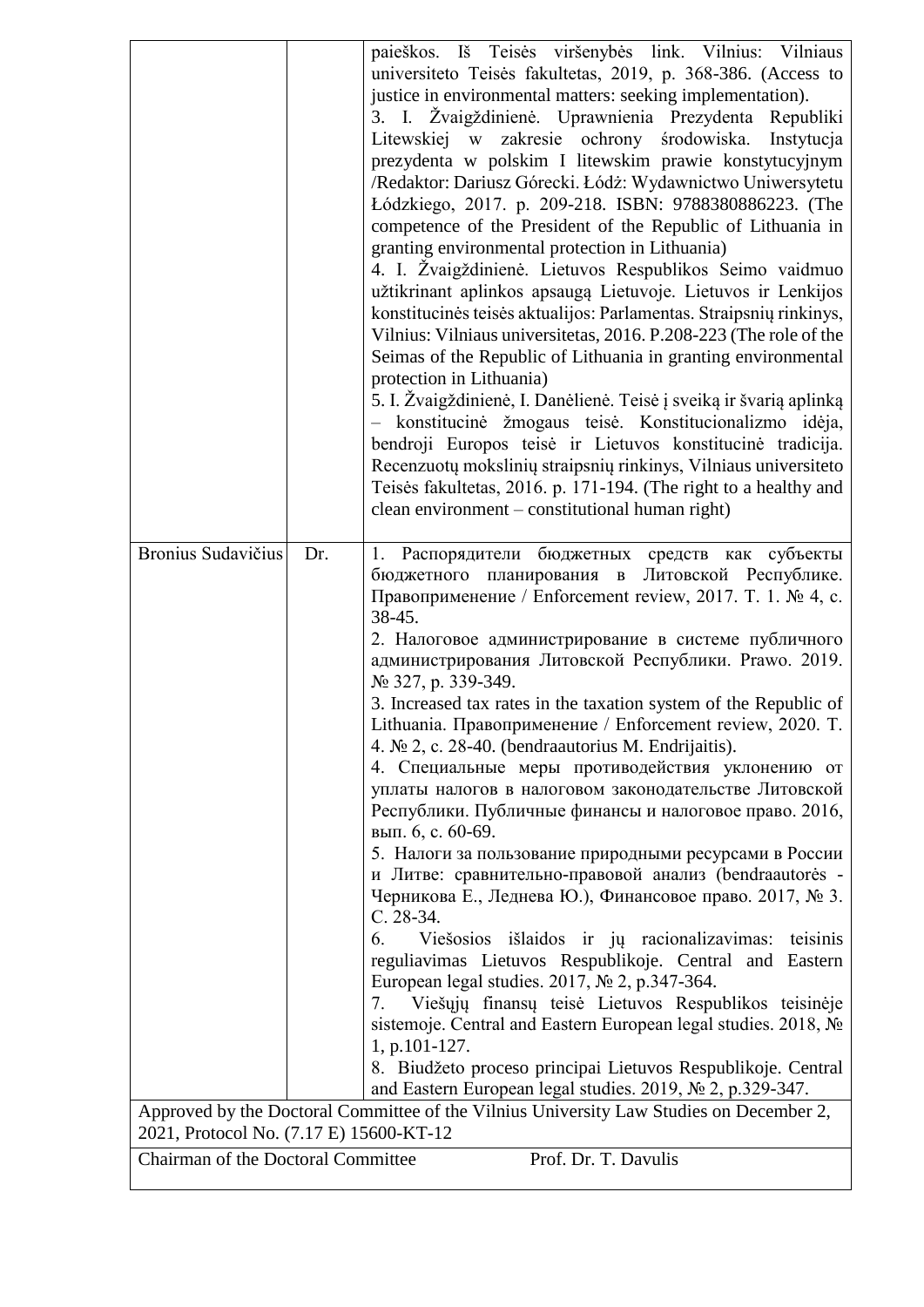| | | |
|---|---|---|
| | | paieškos. Iš Teisės viršenybės link. Vilnius: Vilniaus universiteto Teisės fakultetas, 2019, p. 368-386. (Access to justice in environmental matters: seeking implementation).<br>3. I. Žvaigždinienė. Uprawnienia Prezydenta Republiki Litewskiej w zakresie ochrony środowiska. Instytucja prezydenta w polskim I litewskim prawie konstytucyjnym /Redaktor: Dariusz Górecki. Łódż: Wydawnictwo Uniwersytetu Łódzkiego, 2017. p. 209-218. ISBN: 9788380886223. (The competence of the President of the Republic of Lithuania in granting environmental protection in Lithuania)<br>4. I. Žvaigždinienė. Lietuvos Respublikos Seimo vaidmuo užtikrinant aplinkos apsaugą Lietuvoje. Lietuvos ir Lenkijos konstitucinės teisės aktualijos: Parlamentas. Straipsnių rinkinys, Vilnius: Vilniaus universitetas, 2016. P.208-223 (The role of the Seimas of the Republic of Lithuania in granting environmental protection in Lithuania)<br>5. I. Žvaigždinienė, I. Danėlienė. Teisė į sveiką ir švarią aplinką – konstitucinė žmogaus teisė. Konstitucionalizmo idėja, bendroji Europos teisė ir Lietuvos konstitucinė tradicija. Recenzuotų mokslinių straipsnių rinkinys, Vilniaus universiteto Teisės fakultetas, 2016. p. 171-194. (The right to a healthy and clean environment – constitutional human right) |
| Bronius Sudavičius | Dr. | 1. Распорядители бюджетных средств как субъекты бюджетного планирования в Литовской Республике. Правоприменение / Enforcement review, 2017. T. 1. № 4, c. 38-45.<br>2. Налоговое администрирование в системе публичного администрирования Литовской Республики. Prawo. 2019. № 327, p. 339-349.<br>3. Increased tax rates in the taxation system of the Republic of Lithuania. Правоприменение / Enforcement review, 2020. T. 4. № 2, c. 28-40. (bendraautorius M. Endrijaitis).<br>4. Специальные меры противодействия уклонению от уплаты налогов в налоговом законодательстве Литовской Республики. Публичные финансы и налоговое право. 2016, вып. 6, c. 60-69.<br>5. Налоги за пользование природными ресурсами в России и Литве: сравнительно-правовой анализ (bendraautorės - Черникова Е., Леднева Ю.), Финансовое право. 2017, № 3. С. 28-34.<br>6. Viešosios išlaidos ir jų racionalizavimas: teisinis reguliavimas Lietuvos Respublikoje. Central and Eastern European legal studies. 2017, № 2, p.347-364.<br>7. Viešųjų finansų teisė Lietuvos Respublikos teisinėje sistemoje. Central and Eastern European legal studies. 2018, № 1, p.101-127.<br>8. Biudžeto proceso principai Lietuvos Respublikoje. Central and Eastern European legal studies. 2019, № 2, p.329-347. |
| Approved by the Doctoral Committee of the Vilnius University Law Studies on December 2, 2021, Protocol No. (7.17 E) 15600-KT-12 | | |
| Chairman of the Doctoral Committee | | Prof. Dr. T. Davulis |